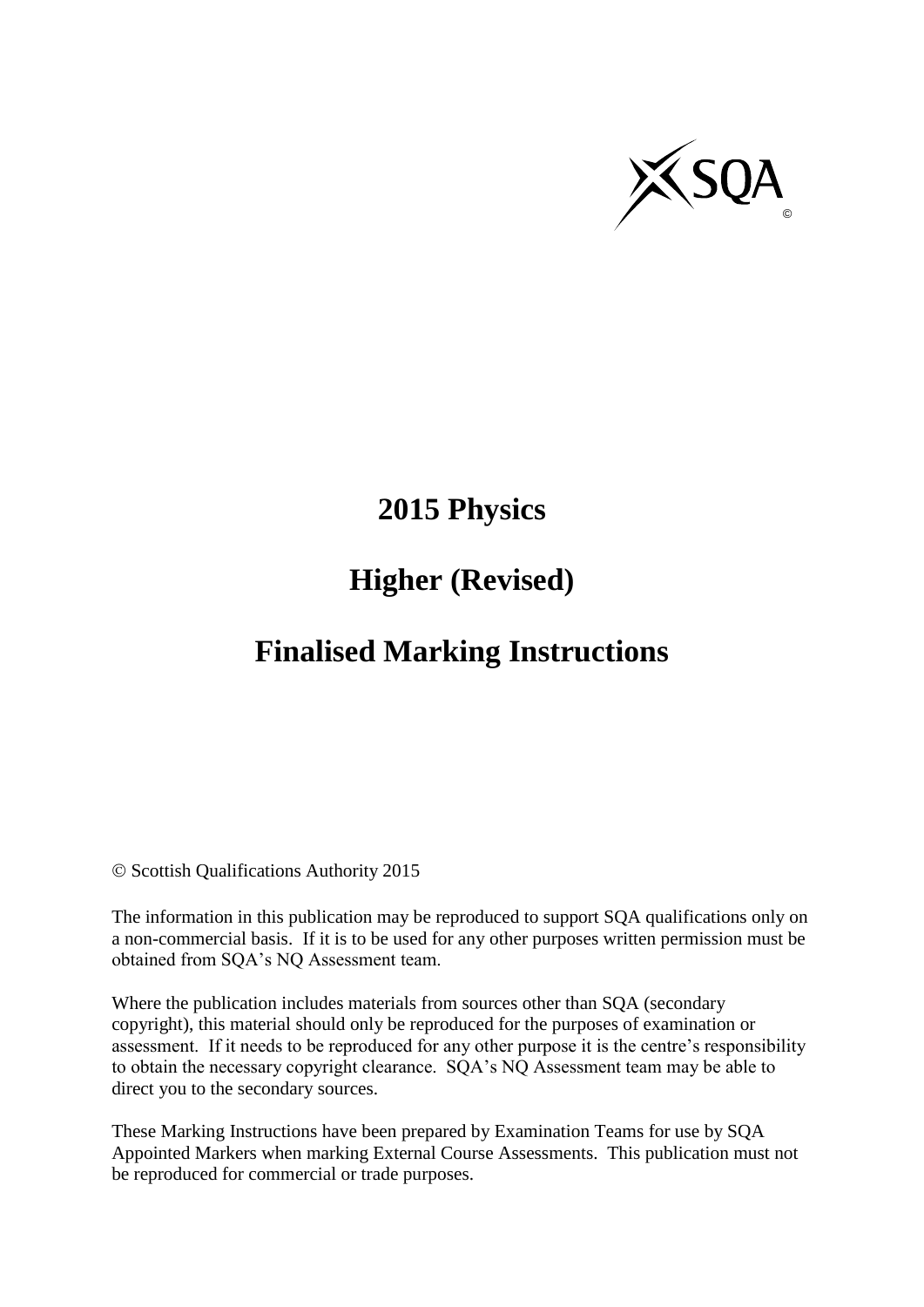# 2015 Physics

# Higher (Revised)

# Finalised Marking Instructions

© Scottish Qualifications Authority 2015

The information in this publication may be reproduced to support SQA qualifications only on a non-commercial basis. If it is to be used for any other purposes written permission must be obtained from SQA's NQ Assessment team.

Where the publication includes materials from sources other than SQA (secondary copyright), this material should only be reproduced for the purposes of examination or assessment. If it needs to be reproduced for any other purpose it is the centre's responsibility to obtain the necessary copyright clearance. SQA's NQ Assessment team may be able to direct you to the secondary sources.

These Marking Instructions have been prepared by Examination Teams for use by SQA Appointed Markers when marking External Course Assessments. This publication must not be reproduced for commercial or trade purposes.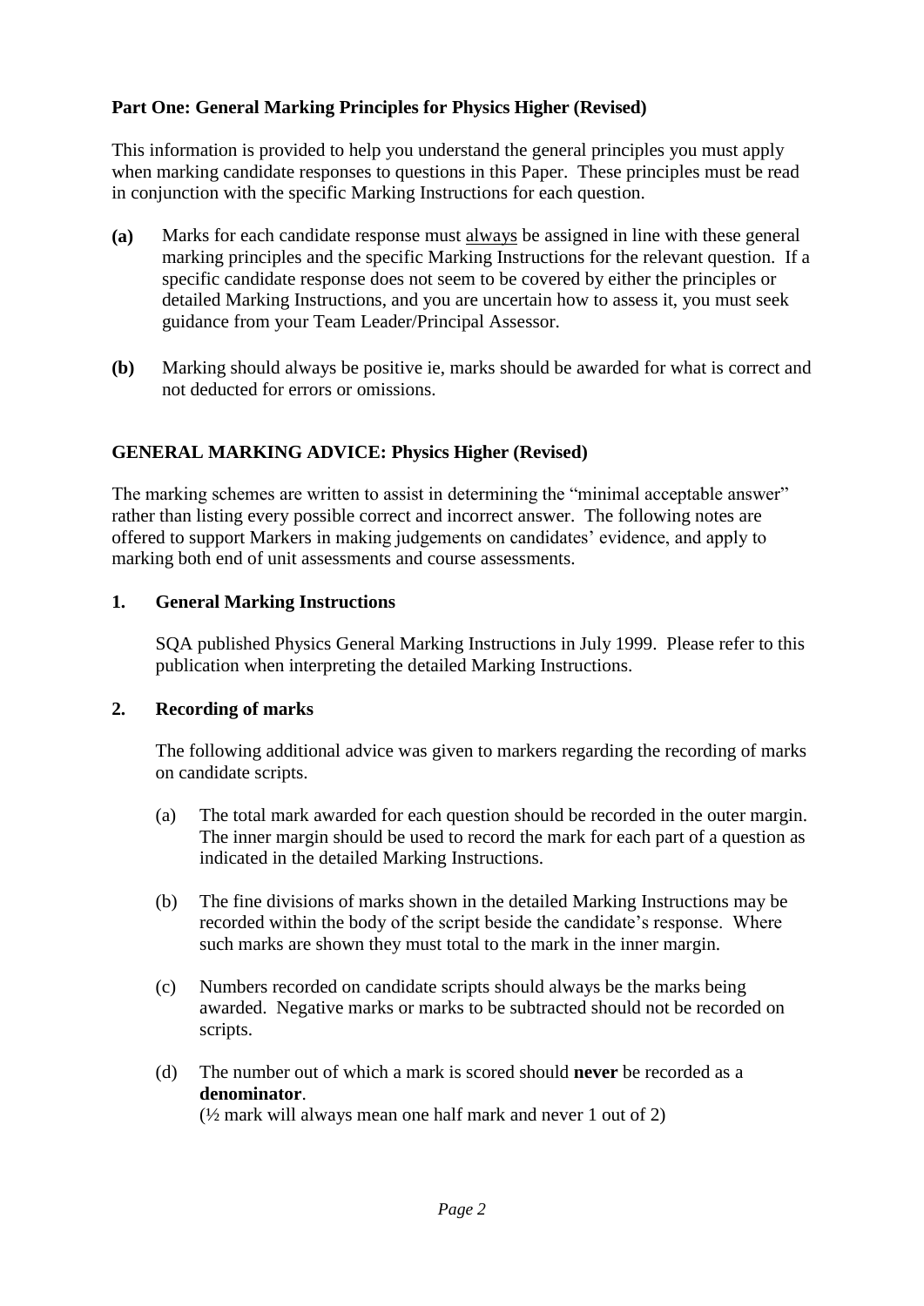**Part One: General Marking Principles for Physics Higher (Revised)**

This information is provided to help you understand the general principles you must apply when marking candidate responses to questions in this Paper. These principles must be read in conjunction with the specific Marking Instructions for each question.

**(a)** Marks for each candidate response must always be assigned in line with these general marking principles and the specific Marking Instructions for the relevant question. If a specific candidate response does not seem to be covered by either the principles or detailed Marking Instructions, and you are uncertain how to assess it, you must seek guidance from your Team Leader/Principal Assessor.

**(b)** Marking should always be positive ie, marks should be awarded for what is correct and not deducted for errors or omissions.

**GENERAL MARKING ADVICE: Physics Higher (Revised)**

The marking schemes are written to assist in determining the "minimal acceptable answer" rather than listing every possible correct and incorrect answer. The following notes are offered to support Markers in making judgements on candidates' evidence, and apply to marking both end of unit assessments and course assessments.

**1. General Marking Instructions**

SQA published Physics General Marking Instructions in July 1999. Please refer to this publication when interpreting the detailed Marking Instructions.

**2. Recording of marks**

The following additional advice was given to markers regarding the recording of marks on candidate scripts.

(a) The total mark awarded for each question should be recorded in the outer margin. The inner margin should be used to record the mark for each part of a question as indicated in the detailed Marking Instructions.

(b) The fine divisions of marks shown in the detailed Marking Instructions may be recorded within the body of the script beside the candidate's response. Where such marks are shown they must total to the mark in the inner margin.

(c) Numbers recorded on candidate scripts should always be the marks being awarded. Negative marks or marks to be subtracted should not be recorded on scripts.

(d) The number out of which a mark is scored should **never** be recorded as a **denominator**.
(½ mark will always mean one half mark and never 1 out of 2)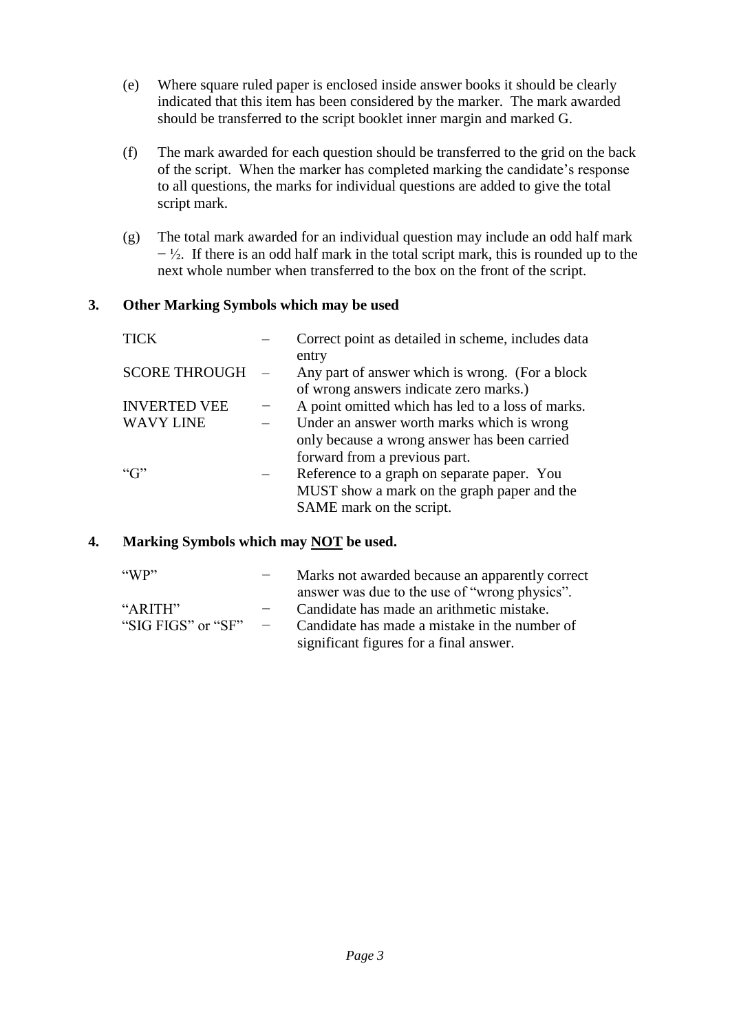(e) Where square ruled paper is enclosed inside answer books it should be clearly indicated that this item has been considered by the marker. The mark awarded should be transferred to the script booklet inner margin and marked G.

(f) The mark awarded for each question should be transferred to the grid on the back of the script. When the marker has completed marking the candidate's response to all questions, the marks for individual questions are added to give the total script mark.

(g) The total mark awarded for an individual question may include an odd half mark − ½. If there is an odd half mark in the total script mark, this is rounded up to the next whole number when transferred to the box on the front of the script.

## 3. Other Marking Symbols which may be used

| | | |
|---|---|---|
| TICK | – | Correct point as detailed in scheme, includes data entry |
| SCORE THROUGH | – | Any part of answer which is wrong. (For a block of wrong answers indicate zero marks.) |
| INVERTED VEE | − | A point omitted which has led to a loss of marks. |
| WAVY LINE | – | Under an answer worth marks which is wrong only because a wrong answer has been carried forward from a previous part. |
| "G" | – | Reference to a graph on separate paper. You MUST show a mark on the graph paper and the SAME mark on the script. |

## 4. Marking Symbols which may <u>NOT</u> be used.

| | | |
|---|---|---|
| "WP" | − | Marks not awarded because an apparently correct answer was due to the use of "wrong physics". |
| "ARITH" | − | Candidate has made an arithmetic mistake. |
| "SIG FIGS" or "SF" | − | Candidate has made a mistake in the number of significant figures for a final answer. |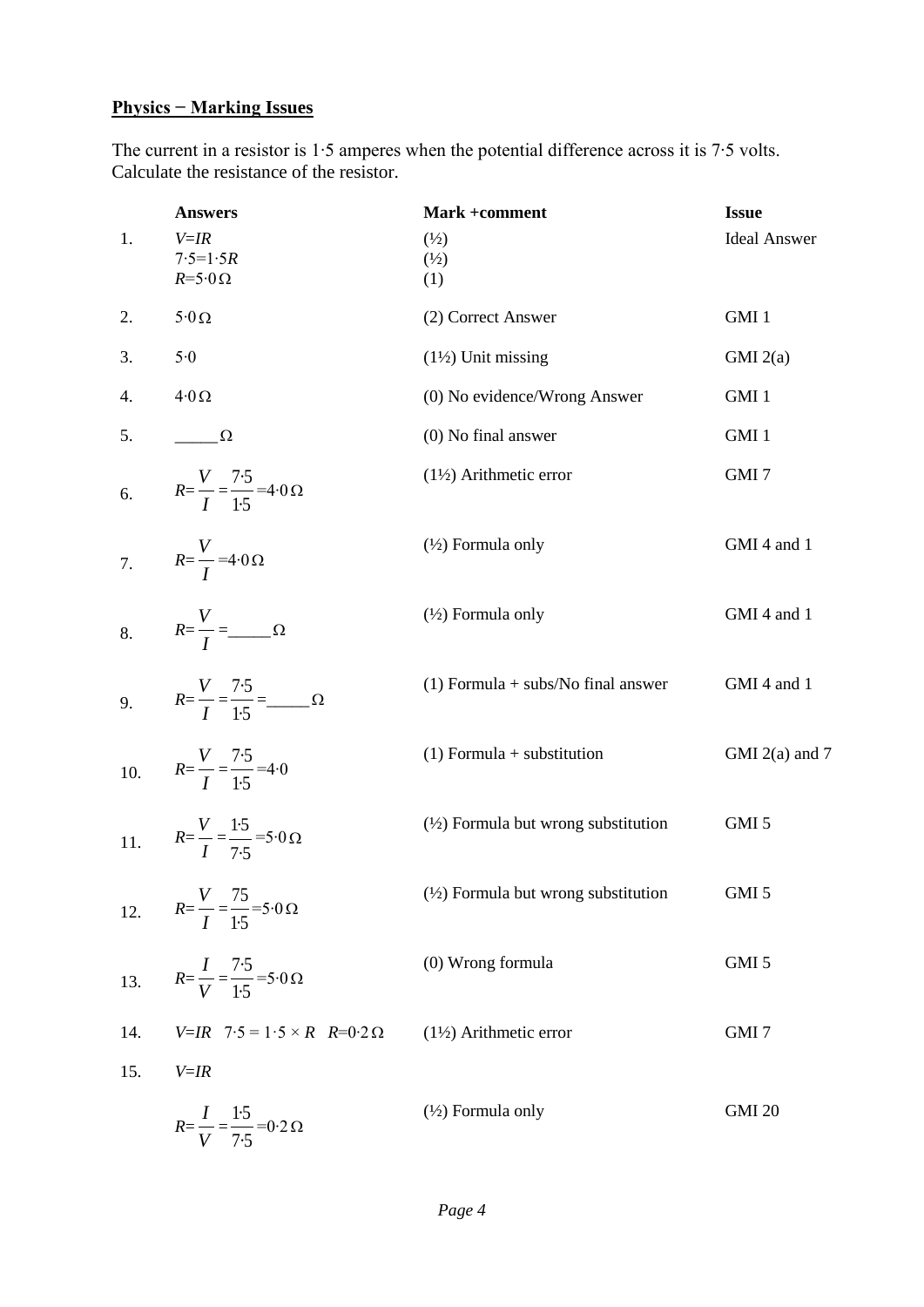**Physics − Marking Issues**

The current in a resistor is 1·5 amperes when the potential difference across it is 7·5 volts. Calculate the resistance of the resistor.

| | Answers | Mark +comment | Issue |
|---|---|---|---|
| 1. | $V=IR$<br>$7{\cdot}5=1{\cdot}5R$<br>$R=5{\cdot}0\,\Omega$ | (½)<br>(½)<br>(1) | Ideal Answer |
| 2. | $5{\cdot}0\,\Omega$ | (2) Correct Answer | GMI 1 |
| 3. | $5{\cdot}0$ | (1½) Unit missing | GMI 2(a) |
| 4. | $4{\cdot}0\,\Omega$ | (0) No evidence/Wrong Answer | GMI 1 |
| 5. | _____ $\Omega$ | (0) No final answer | GMI 1 |
| 6. | $R=\frac{V}{I}=\frac{7{\cdot}5}{1{\cdot}5}=4{\cdot}0\,\Omega$ | (1½) Arithmetic error | GMI 7 |
| 7. | $R=\frac{V}{I}=4{\cdot}0\,\Omega$ | (½) Formula only | GMI 4 and 1 |
| 8. | $R=\frac{V}{I}=$ _____ $\Omega$ | (½) Formula only | GMI 4 and 1 |
| 9. | $R=\frac{V}{I}=\frac{7{\cdot}5}{1{\cdot}5}=$ _____ $\Omega$ | (1) Formula + subs/No final answer | GMI 4 and 1 |
| 10. | $R=\frac{V}{I}=\frac{7{\cdot}5}{1{\cdot}5}=4{\cdot}0$ | (1) Formula + substitution | GMI 2(a) and 7 |
| 11. | $R=\frac{V}{I}=\frac{1{\cdot}5}{7{\cdot}5}=5{\cdot}0\,\Omega$ | (½) Formula but wrong substitution | GMI 5 |
| 12. | $R=\frac{V}{I}=\frac{75}{1{\cdot}5}=5{\cdot}0\,\Omega$ | (½) Formula but wrong substitution | GMI 5 |
| 13. | $R=\frac{I}{V}=\frac{7{\cdot}5}{1{\cdot}5}=5{\cdot}0\,\Omega$ | (0) Wrong formula | GMI 5 |
| 14. | $V=IR \quad 7{\cdot}5 = 1{\cdot}5 \times R \quad R=0{\cdot}2\,\Omega$ | (1½) Arithmetic error | GMI 7 |
| 15. | $V=IR$<br>$R=\frac{I}{V}=\frac{1{\cdot}5}{7{\cdot}5}=0{\cdot}2\,\Omega$ | (½) Formula only | GMI 20 |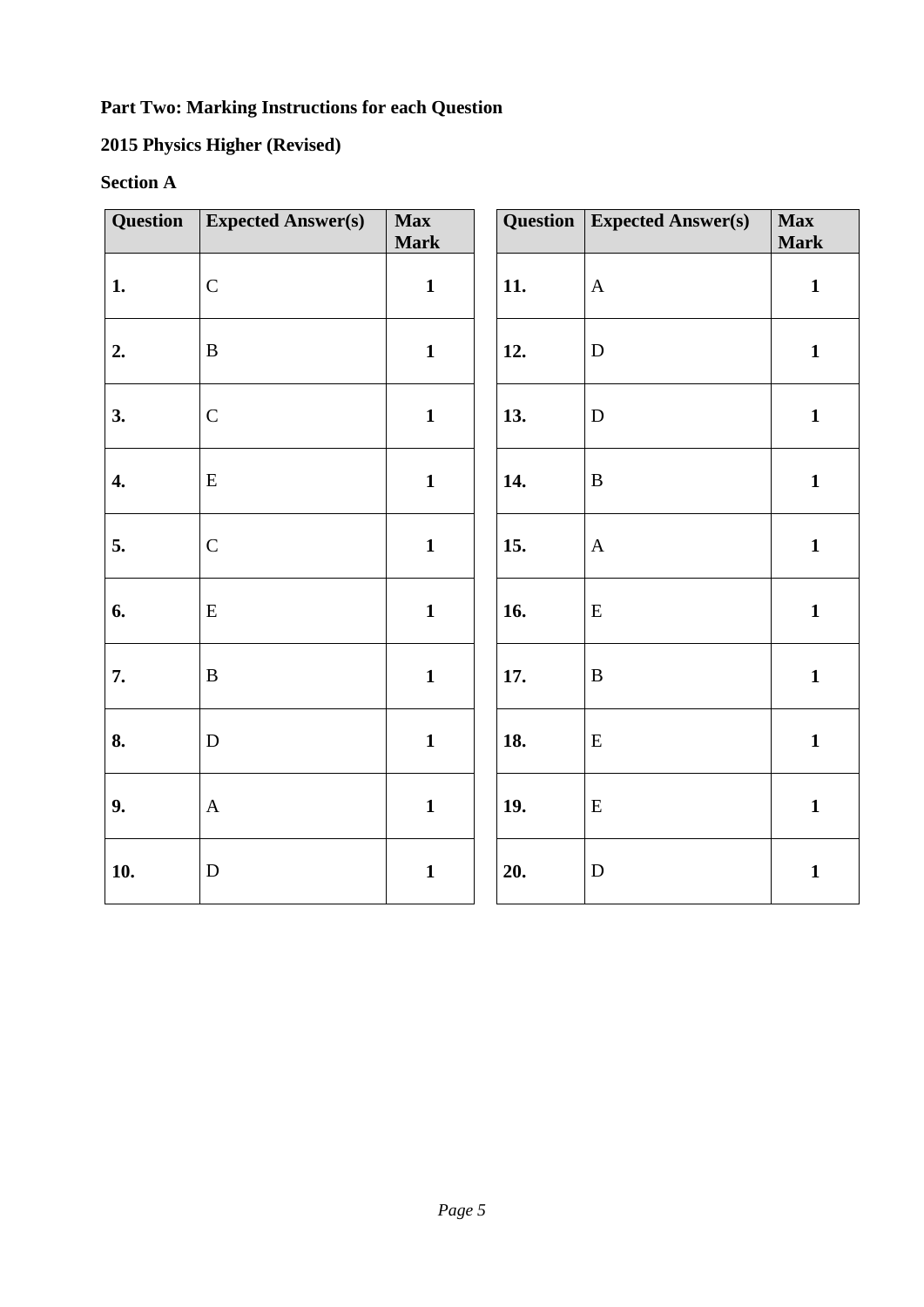**Part Two: Marking Instructions for each Question**

**2015 Physics Higher (Revised)**

**Section A**

| Question | Expected Answer(s) | Max Mark |
|---|---|---|
| **1.** | C | **1** |
| **2.** | B | **1** |
| **3.** | C | **1** |
| **4.** | E | **1** |
| **5.** | C | **1** |
| **6.** | E | **1** |
| **7.** | B | **1** |
| **8.** | D | **1** |
| **9.** | A | **1** |
| **10.** | D | **1** |

| Question | Expected Answer(s) | Max Mark |
|---|---|---|
| **11.** | A | **1** |
| **12.** | D | **1** |
| **13.** | D | **1** |
| **14.** | B | **1** |
| **15.** | A | **1** |
| **16.** | E | **1** |
| **17.** | B | **1** |
| **18.** | E | **1** |
| **19.** | E | **1** |
| **20.** | D | **1** |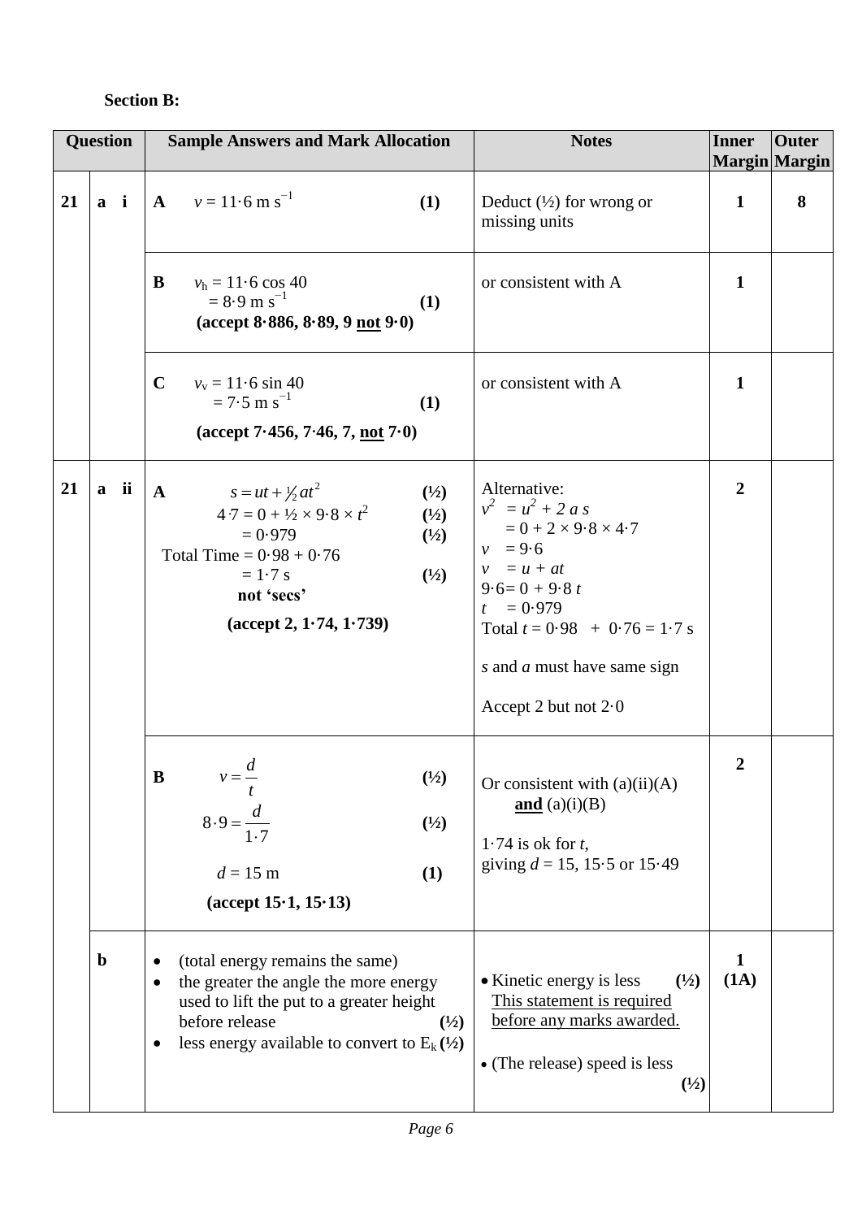**Section B:**

| Question | | Sample Answers and Mark Allocation | Notes | Inner Margin | Outer Margin |
|---|---|---|---|---|---|
| 21 | a i | **A** $v = 11{\cdot}6 \text{ m s}^{-1}$ **(1)** | Deduct (½) for wrong or missing units | **1** | **8** |
| | | **B** $v_h = 11{\cdot}6 \cos 40$ $= 8{\cdot}9 \text{ m s}^{-1}$ **(1)** **(accept 8·886, 8·89, 9 <u>not</u> 9·0)** | or consistent with A | **1** | |
| | | **C** $v_v = 11{\cdot}6 \sin 40$ $= 7{\cdot}5 \text{ m s}^{-1}$ **(1)** **(accept 7·456, 7·46, 7, <u>not</u> 7·0)** | or consistent with A | **1** | |
| 21 | a ii | **A** $s = ut + \frac{1}{2}at^2$ **(½)** $4{\cdot}7 = 0 + \frac{1}{2} \times 9{\cdot}8 \times t^2$ **(½)** $= 0{\cdot}979$ **(½)** Total Time $= 0{\cdot}98 + 0{\cdot}76$ $= 1{\cdot}7 \text{ s}$ **(½)** **not 'secs'** **(accept 2, 1·74, 1·739)** | Alternative: $v^2 = u^2 + 2as$ $= 0 + 2 \times 9{\cdot}8 \times 4{\cdot}7$ $v = 9{\cdot}6$ $v = u + at$ $9{\cdot}6 = 0 + 9{\cdot}8\,t$ $t = 0{\cdot}979$ Total $t = 0{\cdot}98 + 0{\cdot}76 = 1{\cdot}7 \text{ s}$ *s* and *a* must have same sign Accept 2 but not 2·0 | **2** | |
| | | **B** $v = \dfrac{d}{t}$ **(½)** $8{\cdot}9 = \dfrac{d}{1{\cdot}7}$ **(½)** $d = 15 \text{ m}$ **(1)** **(accept 15·1, 15·13)** | Or consistent with (a)(ii)(A) **<u>and</u>** (a)(i)(B) 1·74 is ok for *t*, giving *d* = 15, 15·5 or 15·49 | **2** | |
| | b | • (total energy remains the same) • the greater the angle the more energy used to lift the put to a greater height before release **(½)** • less energy available to convert to $E_k$ **(½)** | • Kinetic energy is less **(½)** <u>This statement is required before any marks awarded.</u> • (The release) speed is less **(½)** | **1 (1A)** | |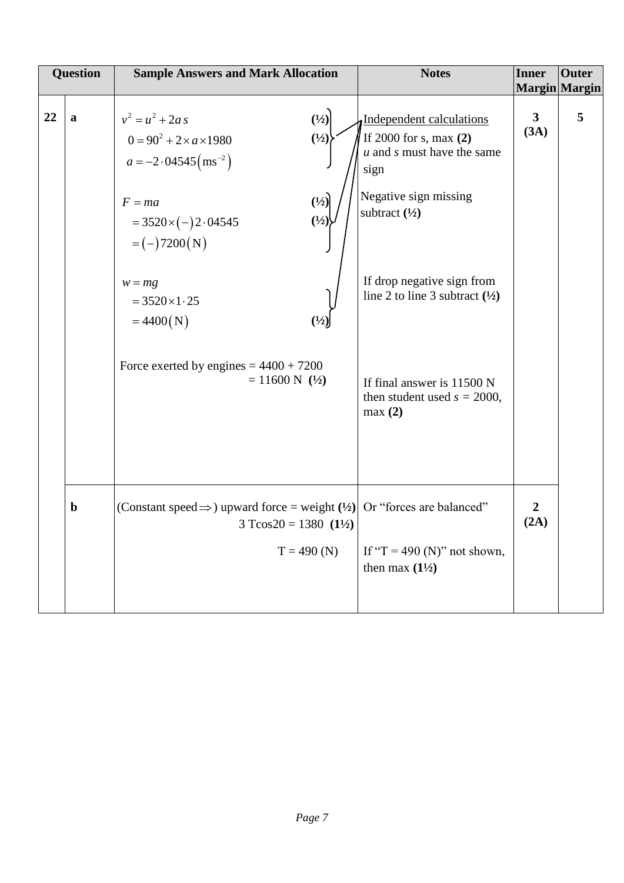| Question | | Sample Answers and Mark Allocation | Notes | Inner Margin | Outer Margin |
|---|---|---|---|---|---|
| 22 | a | $v^2 = u^2 + 2as$ **(½)**<br>$0 = 90^2 + 2 \times a \times 1980$ **(½)**<br>$a = -2 \cdot 04545\left(\text{ms}^{-2}\right)$<br><br>$F = ma$ **(½)**<br>$= 3520 \times (-) 2 \cdot 04545$ **(½)**<br>$= (-) 7200 (\text{N})$<br><br>$w = mg$<br>$= 3520 \times 1 \cdot 25$<br>$= 4400 (\text{N})$ **(½)**<br><br>Force exerted by engines = 4400 + 7200<br>= 11600 N **(½)** | Independent calculations<br>If 2000 for s, max **(2)**<br>*u* and *s* must have the same sign<br><br>Negative sign missing subtract **(½)**<br><br>If drop negative sign from line 2 to line 3 subtract **(½)**<br><br>If final answer is 11500 N then student used $s = 2000$, max **(2)** | **3 (3A)** | **5** |
| | b | (Constant speed ⇒) upward force = weight **(½)**<br>3 Tcos20 = 1380 **(1½)**<br><br>T = 490 (N) | Or "forces are balanced"<br><br>If "T = 490 (N)" not shown, then max **(1½)** | **2 (2A)** | |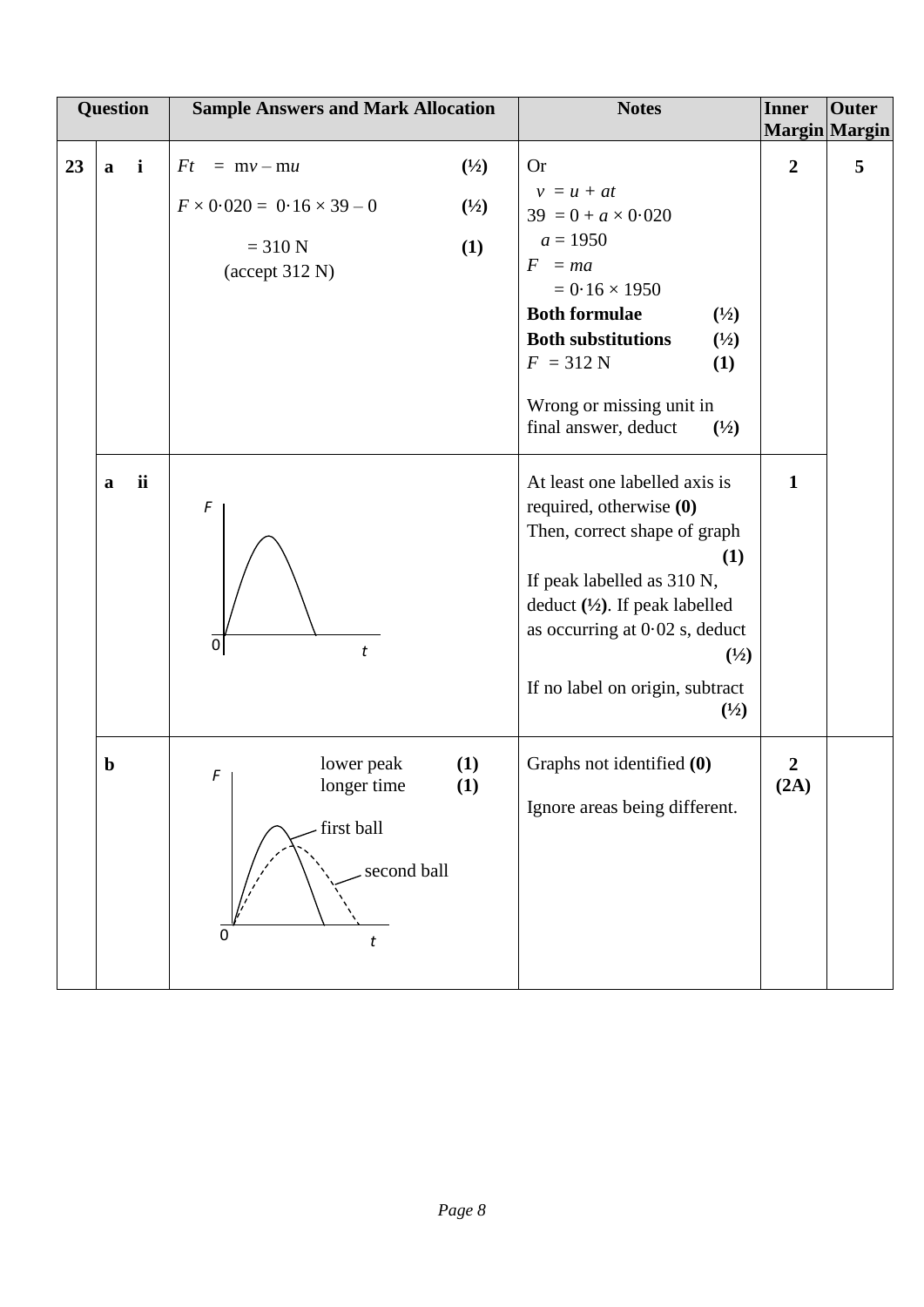| Question | | | Sample Answers and Mark Allocation | Notes | Inner Margin | Outer Margin |
|---|---|---|---|---|---|---|
| 23 | a | i | $Ft = mv - mu$ **(½)**<br>$F \times 0{\cdot}020 = 0{\cdot}16 \times 39 - 0$ **(½)**<br>$= 310$ N **(1)**<br>(accept 312 N) | Or<br>$v = u + at$<br>$39 = 0 + a \times 0{\cdot}020$<br>$a = 1950$<br>$F = ma$<br>$= 0{\cdot}16 \times 1950$<br>**Both formulae (½)**<br>**Both substitutions (½)**<br>$F = 312$ N **(1)**<br><br>Wrong or missing unit in final answer, deduct **(½)** | 2 | 5 |
| | a | ii | F, 0, t | At least one labelled axis is required, otherwise **(0)**<br>Then, correct shape of graph **(1)**<br>If peak labelled as 310 N, deduct **(½)**. If peak labelled as occurring at 0·02 s, deduct **(½)**<br><br>If no label on origin, subtract **(½)** | 1 | |
| | b | | lower peak **(1)**<br>longer time **(1)**<br>F, 0, t, first ball, second ball | Graphs not identified **(0)**<br><br>Ignore areas being different. | 2 (2A) | |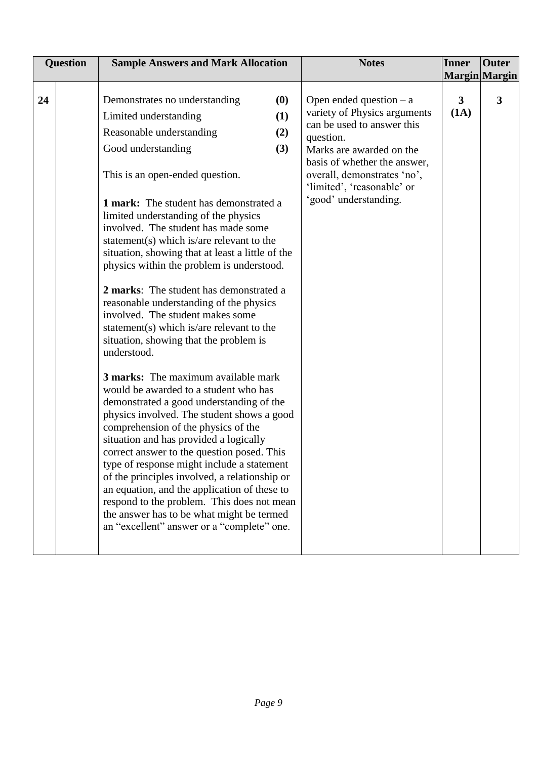| Question | | Sample Answers and Mark Allocation | Notes | Inner Margin | Outer Margin |
|---|---|---|---|---|---|
| 24 | | Demonstrates no understanding **(0)**<br>Limited understanding **(1)**<br>Reasonable understanding **(2)**<br>Good understanding **(3)**<br><br>This is an open-ended question.<br><br>**1 mark:** The student has demonstrated a limited understanding of the physics involved. The student has made some statement(s) which is/are relevant to the situation, showing that at least a little of the physics within the problem is understood.<br><br>**2 marks**: The student has demonstrated a reasonable understanding of the physics involved. The student makes some statement(s) which is/are relevant to the situation, showing that the problem is understood.<br><br>**3 marks:** The maximum available mark would be awarded to a student who has demonstrated a good understanding of the physics involved. The student shows a good comprehension of the physics of the situation and has provided a logically correct answer to the question posed. This type of response might include a statement of the principles involved, a relationship or an equation, and the application of these to respond to the problem. This does not mean the answer has to be what might be termed an "excellent" answer or a "complete" one. | Open ended question – a variety of Physics arguments can be used to answer this question.<br>Marks are awarded on the basis of whether the answer, overall, demonstrates 'no', 'limited', 'reasonable' or 'good' understanding. | **3**<br>**(1A)** | **3** |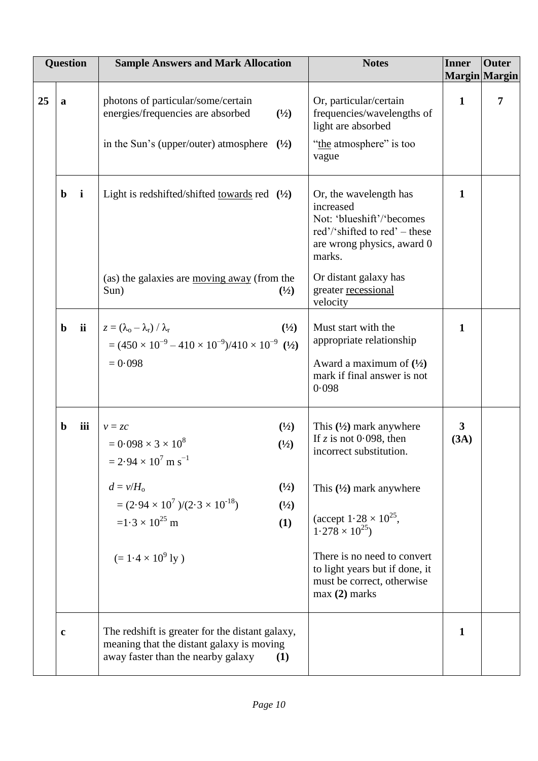| Question | | | Sample Answers and Mark Allocation | Notes | Inner Margin | Outer Margin |
|---|---|---|---|---|---|---|
| 25 | a | | photons of particular/some/certain energies/frequencies are absorbed **(½)**<br><br>in the Sun's (upper/outer) atmosphere **(½)** | Or, particular/certain frequencies/wavelengths of light are absorbed<br><br>"the atmosphere" is too vague | 1 | 7 |
| | b | i | Light is redshifted/shifted towards red **(½)**<br><br>(as) the galaxies are moving away (from the Sun) **(½)** | Or, the wavelength has increased<br>Not: 'blueshift'/'becomes red'/'shifted to red' – these are wrong physics, award 0 marks.<br><br>Or distant galaxy has greater recessional velocity | 1 | |
| | b | ii | $z = (\lambda_o - \lambda_r) / \lambda_r$ **(½)**<br>$= (450 \times 10^{-9} - 410 \times 10^{-9})/410 \times 10^{-9}$ **(½)**<br>$= 0{\cdot}098$ | Must start with the appropriate relationship<br><br>Award a maximum of **(½)** mark if final answer is not 0·098 | 1 | |
| | b | iii | $v = zc$ **(½)**<br>$= 0{\cdot}098 \times 3 \times 10^8$ **(½)**<br>$= 2{\cdot}94 \times 10^7$ m s$^{-1}$<br><br>$d = v/H_o$ **(½)**<br>$= (2{\cdot}94 \times 10^7)/(2{\cdot}3 \times 10^{-18})$ **(½)**<br>$= 1{\cdot}3 \times 10^{25}$ m **(1)**<br><br>$(= 1{\cdot}4 \times 10^9$ ly$)$ | This **(½)** mark anywhere<br>If $z$ is not 0·098, then incorrect substitution.<br><br>This **(½)** mark anywhere<br><br>(accept $1{\cdot}28 \times 10^{25}$, $1{\cdot}278 \times 10^{25}$)<br><br>There is no need to convert to light years but if done, it must be correct, otherwise max **(2)** marks | 3<br>(3A) | |
| | c | | The redshift is greater for the distant galaxy, meaning that the distant galaxy is moving away faster than the nearby galaxy **(1)** | | 1 | |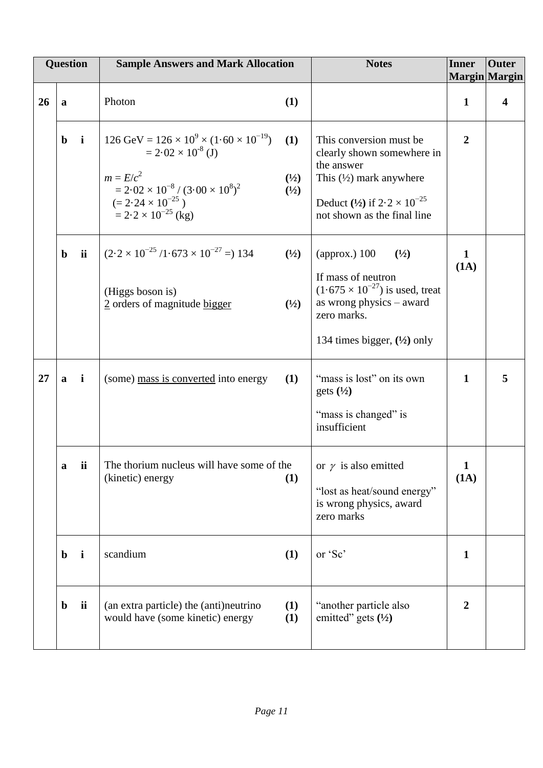| Question | | | Sample Answers and Mark Allocation | Notes | Inner Margin | Outer Margin |
|---|---|---|---|---|---|---|
| **26** | **a** | | Photon **(1)** | | **1** | **4** |
| | **b** | **i** | 126 GeV $= 126 \times 10^9 \times (1{\cdot}60 \times 10^{-19})$ **(1)**<br>$= 2{\cdot}02 \times 10^{-8}$ (J)<br><br>$m = E/c^2$ **(½)**<br>$= 2{\cdot}02 \times 10^{-8} / (3{\cdot}00 \times 10^8)^2$ **(½)**<br>$(= 2{\cdot}24 \times 10^{-25})$<br>$= 2{\cdot}2 \times 10^{-25}$ (kg) | This conversion must be clearly shown somewhere in the answer<br>This (½) mark anywhere<br><br>Deduct **(½)** if $2{\cdot}2 \times 10^{-25}$ not shown as the final line | **2** | |
| | **b** | **ii** | $(2{\cdot}2 \times 10^{-25} / 1{\cdot}673 \times 10^{-27} =)$ 134 **(½)**<br><br>(Higgs boson is)<br><u>2</u> orders of magnitude <u>bigger</u> **(½)** | (approx.) 100 **(½)**<br><br>If mass of neutron $(1{\cdot}675 \times 10^{-27})$ is used, treat as wrong physics – award zero marks.<br><br>134 times bigger, **(½)** only | **1**<br>**(1A)** | |
| **27** | **a** | **i** | (some) <u>mass is converted</u> into energy **(1)** | "mass is lost" on its own gets **(½)**<br><br>"mass is changed" is insufficient | **1** | **5** |
| | **a** | **ii** | The thorium nucleus will have some of the (kinetic) energy **(1)** | or $\gamma$ is also emitted<br><br>"lost as heat/sound energy" is wrong physics, award zero marks | **1**<br>**(1A)** | |
| | **b** | **i** | scandium **(1)** | or 'Sc' | **1** | |
| | **b** | **ii** | (an extra particle) the (anti)neutrino **(1)**<br>would have (some kinetic) energy **(1)** | "another particle also emitted" gets **(½)** | **2** | |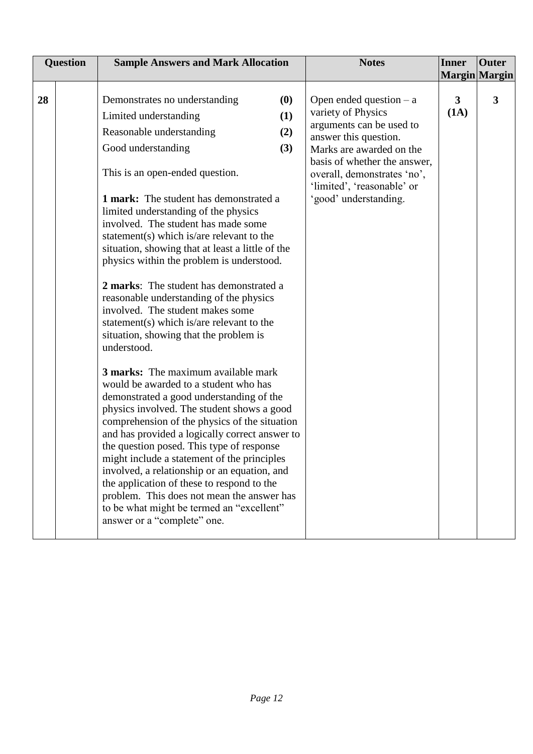| Question | | Sample Answers and Mark Allocation | Notes | Inner Margin | Outer Margin |
|---|---|---|---|---|---|
| 28 | | Demonstrates no understanding **(0)**<br>Limited understanding **(1)**<br>Reasonable understanding **(2)**<br>Good understanding **(3)**<br><br>This is an open-ended question.<br><br>**1 mark:** The student has demonstrated a limited understanding of the physics involved. The student has made some statement(s) which is/are relevant to the situation, showing that at least a little of the physics within the problem is understood.<br><br>**2 marks**: The student has demonstrated a reasonable understanding of the physics involved. The student makes some statement(s) which is/are relevant to the situation, showing that the problem is understood.<br><br>**3 marks:** The maximum available mark would be awarded to a student who has demonstrated a good understanding of the physics involved. The student shows a good comprehension of the physics of the situation and has provided a logically correct answer to the question posed. This type of response might include a statement of the principles involved, a relationship or an equation, and the application of these to respond to the problem. This does not mean the answer has to be what might be termed an "excellent" answer or a "complete" one. | Open ended question – a variety of Physics arguments can be used to answer this question. Marks are awarded on the basis of whether the answer, overall, demonstrates 'no', 'limited', 'reasonable' or 'good' understanding. | **3 (1A)** | **3** |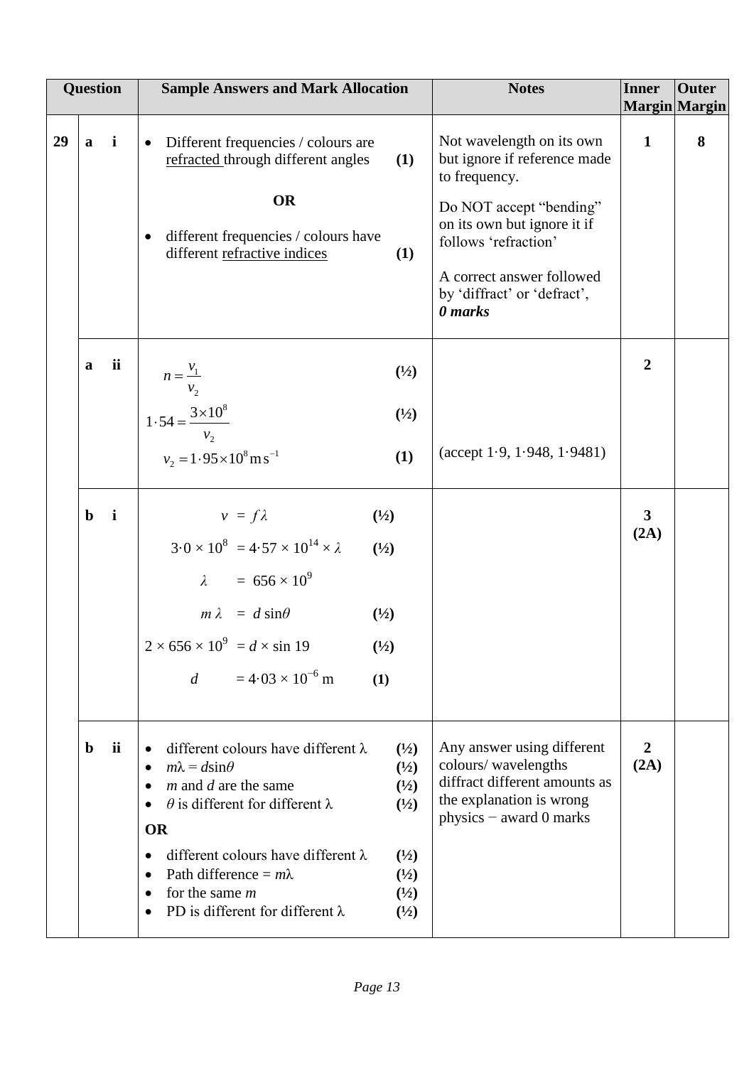| Question | | | Sample Answers and Mark Allocation | Notes | Inner Margin | Outer Margin |
|---|---|---|---|---|---|---|
| **29** | **a** | **i** | • Different frequencies / colours are <u>refracted</u> through different angles **(1)** <br><br> **OR** <br><br> • different frequencies / colours have different <u>refractive indices</u> **(1)** | Not wavelength on its own but ignore if reference made to frequency. <br><br> Do NOT accept "bending" on its own but ignore it if follows 'refraction' <br><br> A correct answer followed by 'diffract' or 'defract', ***0 marks*** | **1** | **8** |
| | **a** | **ii** | $n = \frac{v_1}{v_2}$ **(½)** <br><br> $1 \cdot 54 = \frac{3 \times 10^8}{v_2}$ **(½)** <br><br> $v_2 = 1 \cdot 95 \times 10^8 \text{m s}^{-1}$ **(1)** | (accept 1·9, 1·948, 1·9481) | **2** | |
| | **b** | **i** | $v = f\lambda$ **(½)** <br><br> $3 \cdot 0 \times 10^8 = 4 \cdot 57 \times 10^{14} \times \lambda$ **(½)** <br><br> $\lambda = 656 \times 10^9$ <br><br> $m\lambda = d \sin\theta$ **(½)** <br><br> $2 \times 656 \times 10^9 = d \times \sin 19$ **(½)** <br><br> $d = 4 \cdot 03 \times 10^{-6}$ m **(1)** | | **3 (2A)** | |
| | **b** | **ii** | • different colours have different λ **(½)** <br> • $m\lambda = d\sin\theta$ **(½)** <br> • $m$ and $d$ are the same **(½)** <br> • $\theta$ is different for different λ **(½)** <br><br> **OR** <br><br> • different colours have different λ **(½)** <br> • Path difference = $m\lambda$ **(½)** <br> • for the same $m$ **(½)** <br> • PD is different for different λ **(½)** | Any answer using different colours/ wavelengths diffract different amounts as the explanation is wrong physics − award 0 marks | **2 (2A)** | |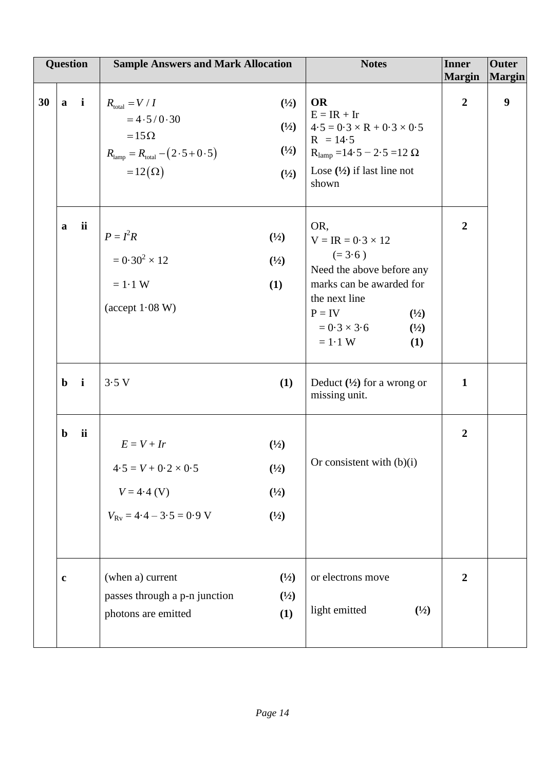| Question | | | Sample Answers and Mark Allocation | Notes | Inner Margin | Outer Margin |
|---|---|---|---|---|---|---|
| 30 | a | i | $R_{total} = V / I$ **(½)**<br>$= 4{\cdot}5 / 0{\cdot}30$ **(½)**<br>$= 15\,\Omega$ **(½)**<br>$R_{lamp} = R_{total} - (2{\cdot}5 + 0{\cdot}5)$ **(½)**<br>$= 12\,(\Omega)$ **(½)** | **OR**<br>$E = IR + Ir$<br>$4{\cdot}5 = 0{\cdot}3 \times R + 0{\cdot}3 \times 0{\cdot}5$<br>$R = 14{\cdot}5$<br>$R_{lamp} = 14{\cdot}5 - 2{\cdot}5 = 12\,\Omega$<br>Lose **(½)** if last line not shown | 2 | 9 |
| | a | ii | $P = I^2R$ **(½)**<br>$= 0{\cdot}30^2 \times 12$ **(½)**<br>$= 1{\cdot}1$ W **(1)**<br>(accept $1{\cdot}08$ W) | OR,<br>$V = IR = 0{\cdot}3 \times 12$<br>$(= 3{\cdot}6)$<br>Need the above before any marks can be awarded for the next line<br>$P = IV$ **(½)**<br>$= 0{\cdot}3 \times 3{\cdot}6$ **(½)**<br>$= 1{\cdot}1$ W **(1)** | 2 | |
| | b | i | $3{\cdot}5$ V **(1)** | Deduct **(½)** for a wrong or missing unit. | 1 | |
| | b | ii | $E = V + Ir$ **(½)**<br>$4{\cdot}5 = V + 0{\cdot}2 \times 0{\cdot}5$ **(½)**<br>$V = 4{\cdot}4$ (V) **(½)**<br>$V_{Rv} = 4{\cdot}4 - 3{\cdot}5 = 0{\cdot}9$ V **(½)** | Or consistent with (b)(i) | 2 | |
| | c | | (when a) current **(½)**<br>passes through a p-n junction **(½)**<br>photons are emitted **(1)** | or electrons move<br><br>light emitted **(½)** | 2 | |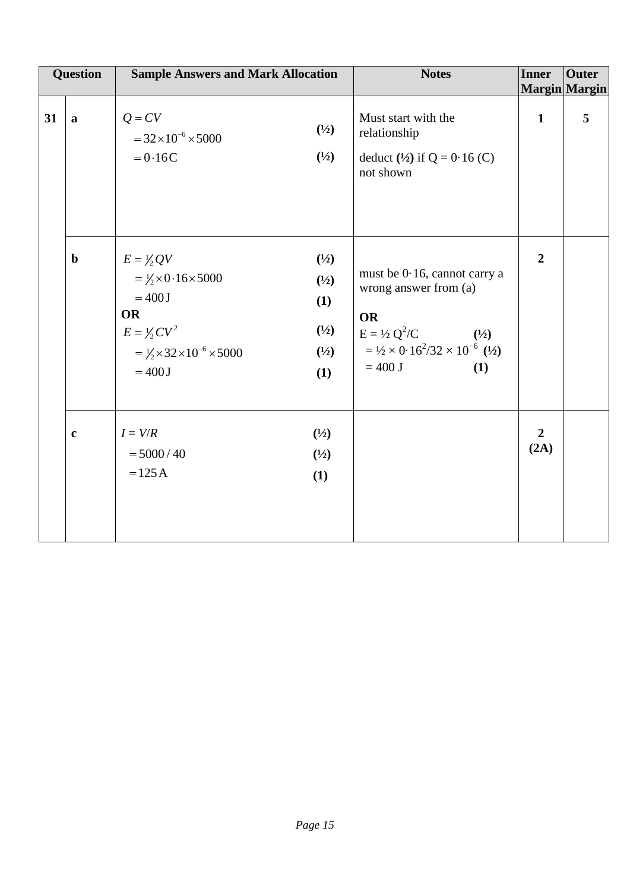| Question | | Sample Answers and Mark Allocation | Notes | Inner Margin | Outer Margin |
|---|---|---|---|---|---|
| 31 | a | $Q = CV$<br>$= 32 \times 10^{-6} \times 5000$ **(½)**<br>$= 0{\cdot}16\,\text{C}$ **(½)** | Must start with the relationship<br>deduct **(½)** if Q = 0·16 (C) not shown | 1 | 5 |
| | b | $E = \frac{1}{2}QV$ **(½)**<br>$= \frac{1}{2} \times 0{\cdot}16 \times 5000$ **(½)**<br>$= 400\,\text{J}$ **(1)**<br>**OR**<br>$E = \frac{1}{2}CV^2$ **(½)**<br>$= \frac{1}{2} \times 32 \times 10^{-6} \times 5000$ **(½)**<br>$= 400\,\text{J}$ **(1)** | must be 0·16, cannot carry a wrong answer from (a)<br>**OR**<br>$E = \frac{1}{2} Q^2/C$ **(½)**<br>$= \frac{1}{2} \times 0{\cdot}16^2/32 \times 10^{-6}$ **(½)**<br>$= 400$ J **(1)** | 2 | |
| | c | $I = V/R$ **(½)**<br>$= 5000/40$ **(½)**<br>$= 125\,\text{A}$ **(1)** | | 2<br>(2A) | |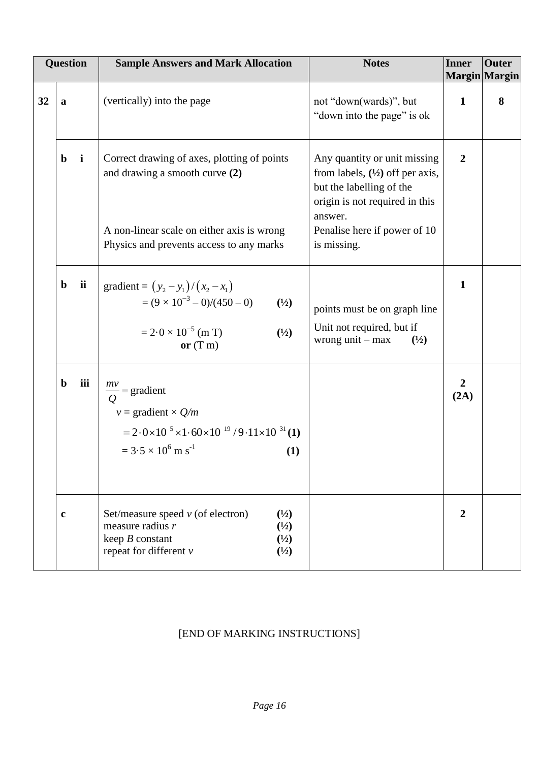| Question | | Sample Answers and Mark Allocation | Notes | Inner Margin | Outer Margin |
|---|---|---|---|---|---|
| 32 | a | (vertically) into the page | not "down(wards)", but "down into the page" is ok | 1 | 8 |
| | b i | Correct drawing of axes, plotting of points and drawing a smooth curve **(2)**<br><br>A non-linear scale on either axis is wrong Physics and prevents access to any marks | Any quantity or unit missing from labels, **(½)** off per axis, but the labelling of the origin is not required in this answer.<br>Penalise here if power of 10 is missing. | 2 | |
| | b ii | gradient = $(y_2 - y_1)/(x_2 - x_1)$<br>$= (9 \times 10^{-3} - 0)/(450 - 0)$ **(½)**<br><br>$= 2{\cdot}0 \times 10^{-5}$ (m T) **(½)**<br>**or** (T m) | points must be on graph line<br>Unit not required, but if wrong unit – max **(½)** | 1 | |
| | b iii | $\frac{mv}{Q} = \text{gradient}$<br>$v = \text{gradient} \times Q/m$<br>$= 2{\cdot}0 \times 10^{-5} \times 1{\cdot}60 \times 10^{-19} / 9{\cdot}11 \times 10^{-31}$ **(1)**<br>$= 3{\cdot}5 \times 10^{6}$ m s$^{-1}$ **(1)** | | 2 (2A) | |
| | c | Set/measure speed $v$ (of electron) **(½)**<br>measure radius $r$ **(½)**<br>keep $B$ constant **(½)**<br>repeat for different $v$ **(½)** | | 2 | |

[END OF MARKING INSTRUCTIONS]